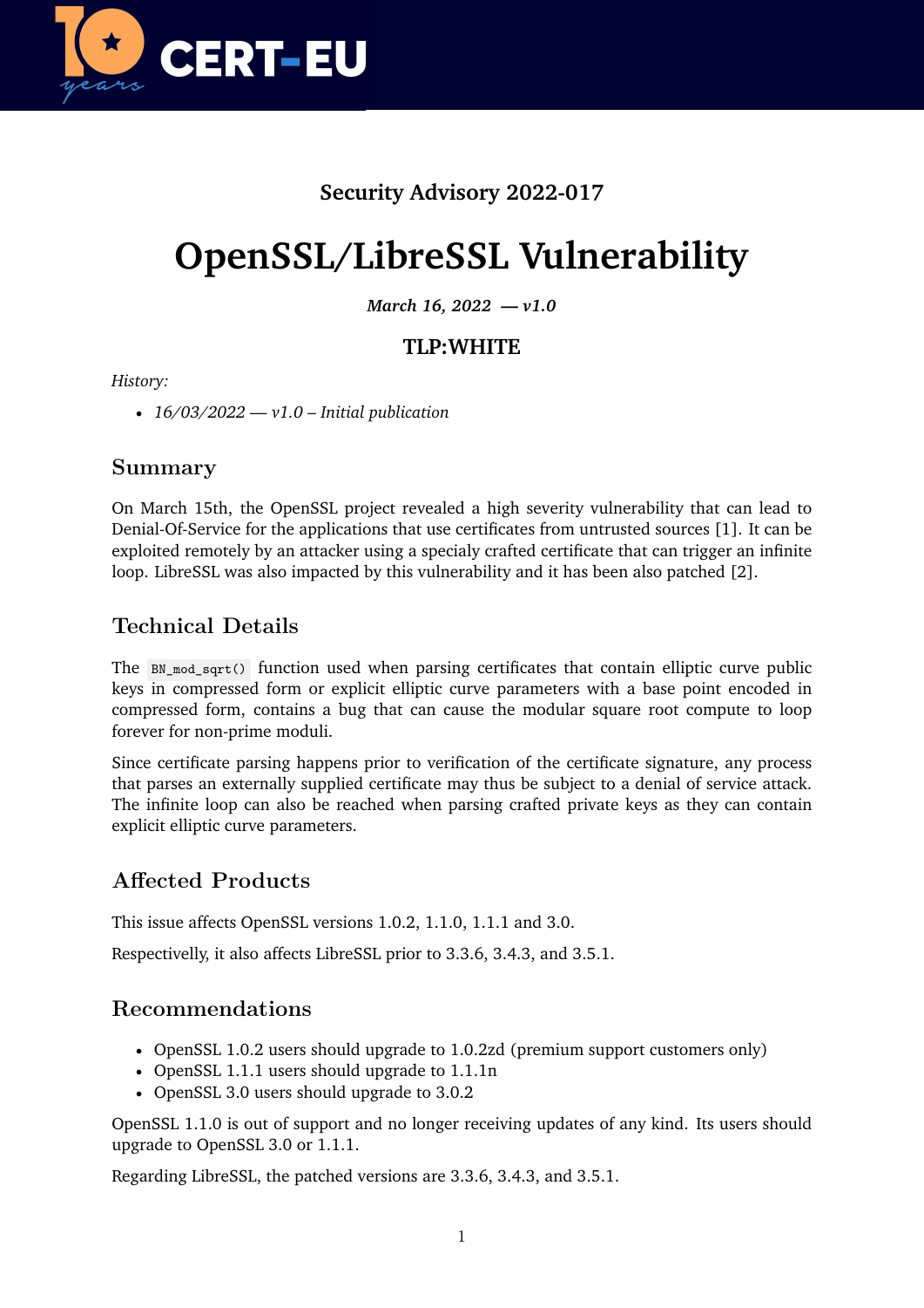**Security Advisory 2022-017**

# OpenSSL/LibreSSL Vulnerability

***March 16, 2022 — v1.0***

**TLP:WHITE**

*History:*

- *16/03/2022 — v1.0 – Initial publication*

## Summary

On March 15th, the OpenSSL project revealed a high severity vulnerability that can lead to Denial-Of-Service for the applications that use certificates from untrusted sources [1]. It can be exploited remotely by an attacker using a specialy crafted certificate that can trigger an infinite loop. LibreSSL was also impacted by this vulnerability and it has been also patched [2].

## Technical Details

The `BN_mod_sqrt()` function used when parsing certificates that contain elliptic curve public keys in compressed form or explicit elliptic curve parameters with a base point encoded in compressed form, contains a bug that can cause the modular square root compute to loop forever for non-prime moduli.

Since certificate parsing happens prior to verification of the certificate signature, any process that parses an externally supplied certificate may thus be subject to a denial of service attack. The infinite loop can also be reached when parsing crafted private keys as they can contain explicit elliptic curve parameters.

## Affected Products

This issue affects OpenSSL versions 1.0.2, 1.1.0, 1.1.1 and 3.0.

Respectivelly, it also affects LibreSSL prior to 3.3.6, 3.4.3, and 3.5.1.

## Recommendations

- OpenSSL 1.0.2 users should upgrade to 1.0.2zd (premium support customers only)
- OpenSSL 1.1.1 users should upgrade to 1.1.1n
- OpenSSL 3.0 users should upgrade to 3.0.2

OpenSSL 1.1.0 is out of support and no longer receiving updates of any kind. Its users should upgrade to OpenSSL 3.0 or 1.1.1.

Regarding LibreSSL, the patched versions are 3.3.6, 3.4.3, and 3.5.1.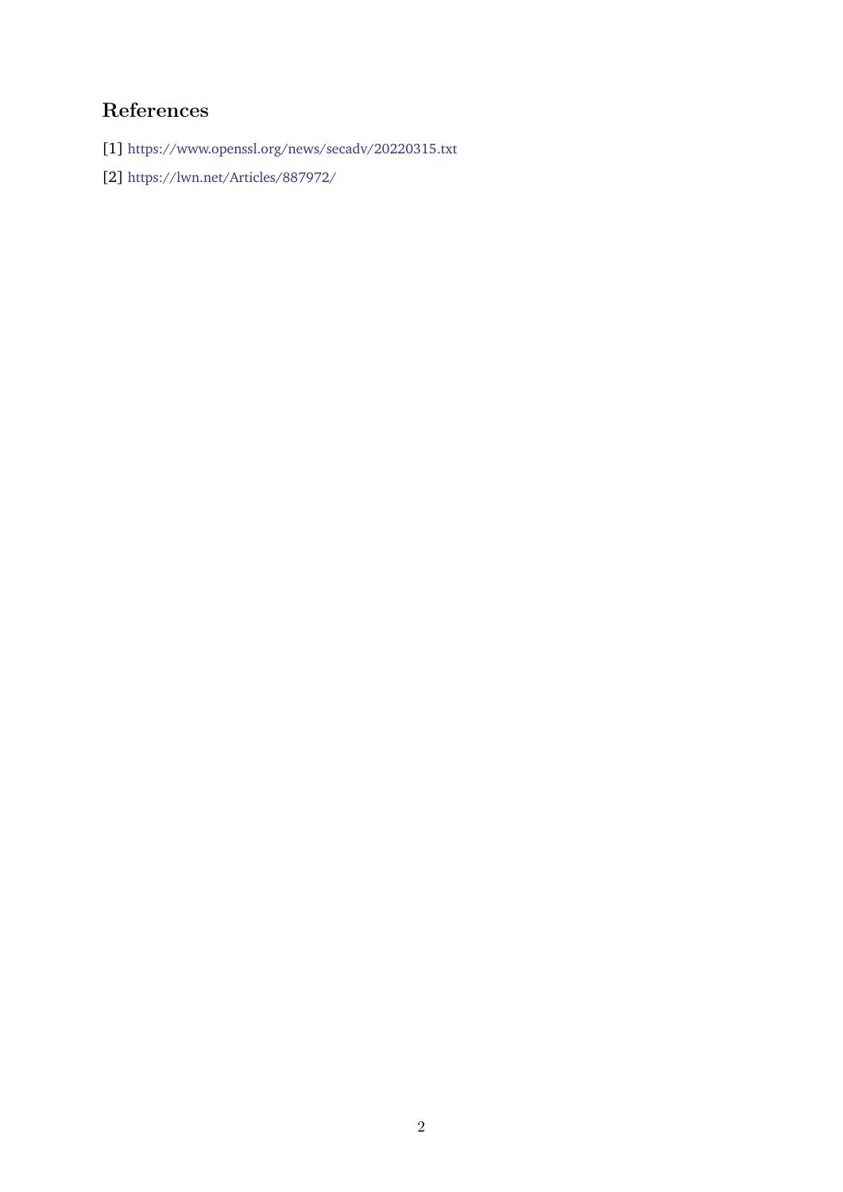## References

[1] https://www.openssl.org/news/secadv/20220315.txt

[2] https://lwn.net/Articles/887972/